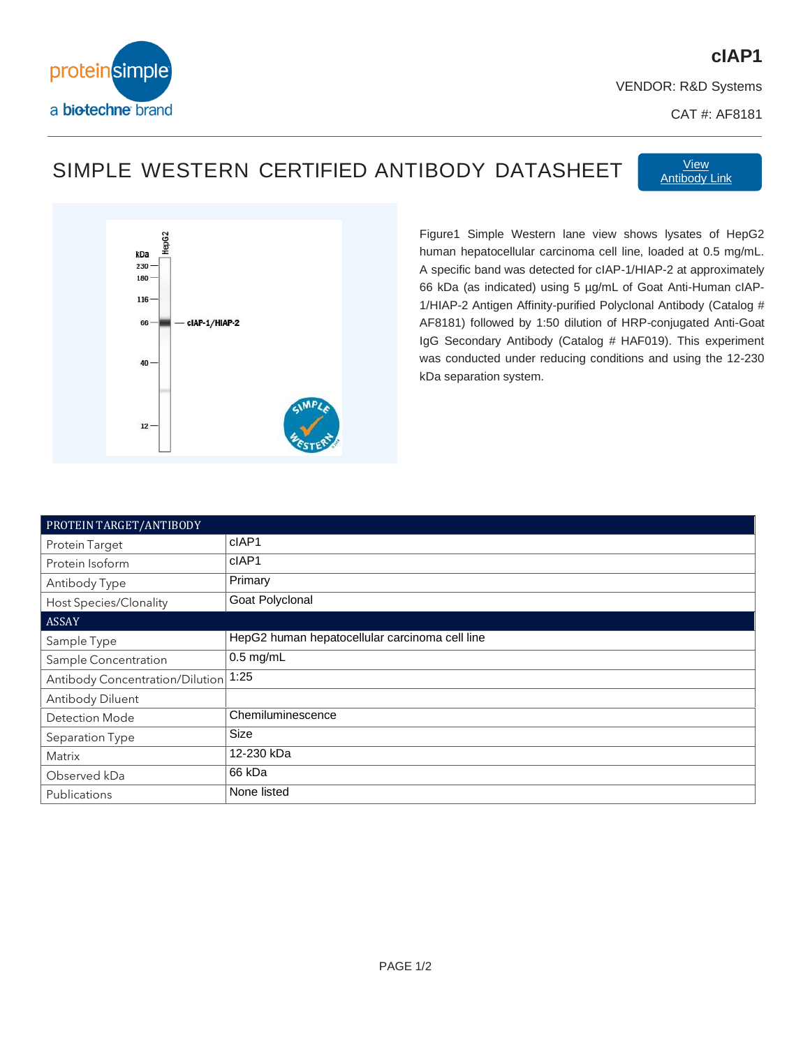proteinsimple
a bio-techne brand

# cIAP1

VENDOR: R&D Systems

CAT #: AF8181

## SIMPLE WESTERN CERTIFIED ANTIBODY DATASHEET

View Antibody Link

Figure1 Simple Western lane view shows lysates of HepG2 human hepatocellular carcinoma cell line, loaded at 0.5 mg/mL. A specific band was detected for cIAP-1/HIAP-2 at approximately 66 kDa (as indicated) using 5 µg/mL of Goat Anti-Human cIAP-1/HIAP-2 Antigen Affinity-purified Polyclonal Antibody (Catalog # AF8181) followed by 1:50 dilution of HRP-conjugated Anti-Goat IgG Secondary Antibody (Catalog # HAF019). This experiment was conducted under reducing conditions and using the 12-230 kDa separation system.

| PROTEIN TARGET/ANTIBODY | |
|---|---|
| Protein Target | cIAP1 |
| Protein Isoform | cIAP1 |
| Antibody Type | Primary |
| Host Species/Clonality | Goat Polyclonal |
| **ASSAY** | |
| Sample Type | HepG2 human hepatocellular carcinoma cell line |
| Sample Concentration | 0.5 mg/mL |
| Antibody Concentration/Dilution | 1:25 |
| Antibody Diluent | |
| Detection Mode | Chemiluminescence |
| Separation Type | Size |
| Matrix | 12-230 kDa |
| Observed kDa | 66 kDa |
| Publications | None listed |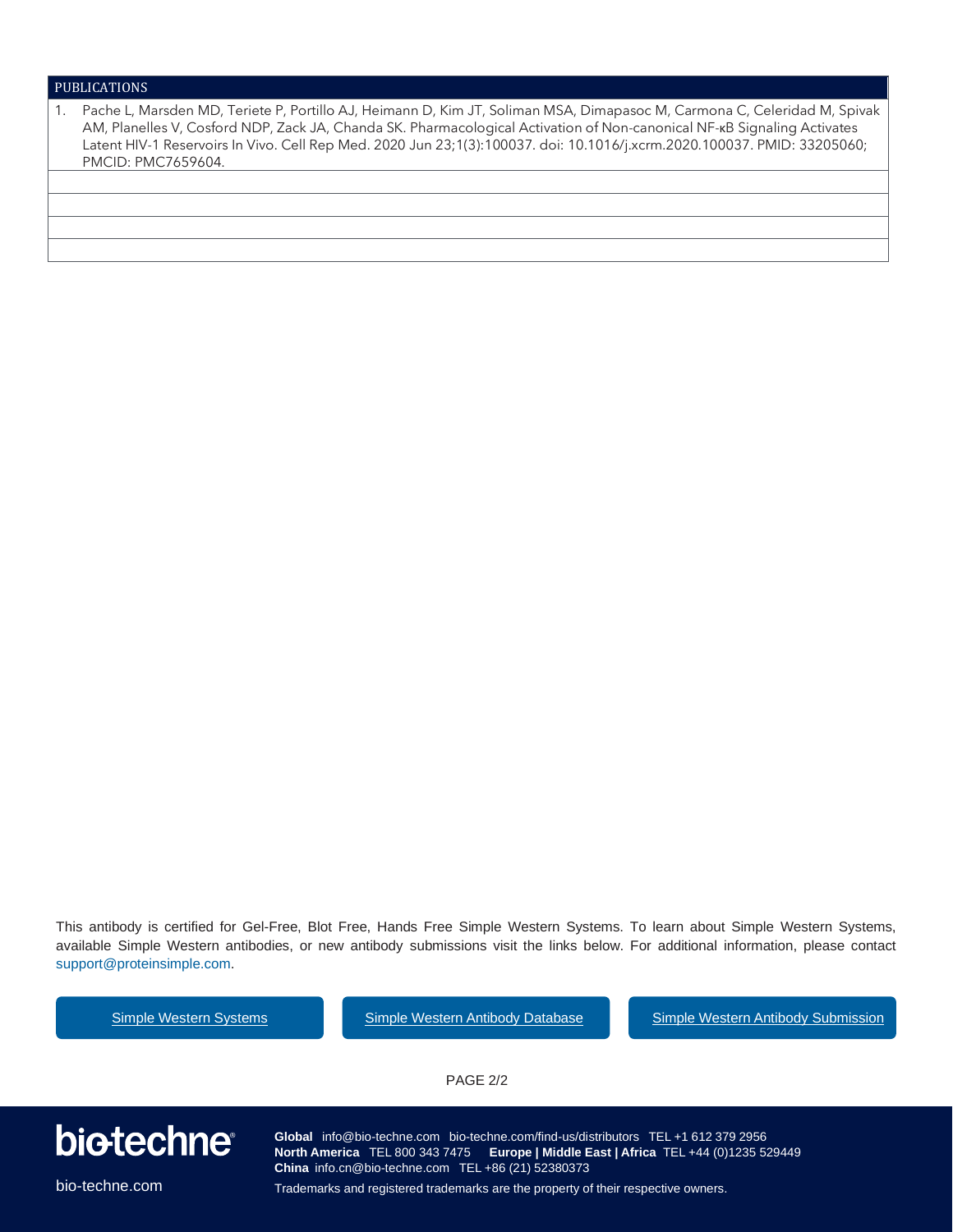## PUBLICATIONS

1. Pache L, Marsden MD, Teriete P, Portillo AJ, Heimann D, Kim JT, Soliman MSA, Dimapasoc M, Carmona C, Celeridad M, Spivak AM, Planelles V, Cosford NDP, Zack JA, Chanda SK. Pharmacological Activation of Non-canonical NF-κB Signaling Activates Latent HIV-1 Reservoirs In Vivo. Cell Rep Med. 2020 Jun 23;1(3):100037. doi: 10.1016/j.xcrm.2020.100037. PMID: 33205060; PMCID: PMC7659604.

This antibody is certified for Gel-Free, Blot Free, Hands Free Simple Western Systems. To learn about Simple Western Systems, available Simple Western antibodies, or new antibody submissions visit the links below. For additional information, please contact support@proteinsimple.com.

Simple Western Systems | Simple Western Antibody Database | Simple Western Antibody Submission

bio-techne

bio-techne.com

**Global** info@bio-techne.com bio-techne.com/find-us/distributors TEL +1 612 379 2956
**North America** TEL 800 343 7475 **Europe | Middle East | Africa** TEL +44 (0)1235 529449
**China** info.cn@bio-techne.com TEL +86 (21) 52380373

Trademarks and registered trademarks are the property of their respective owners.